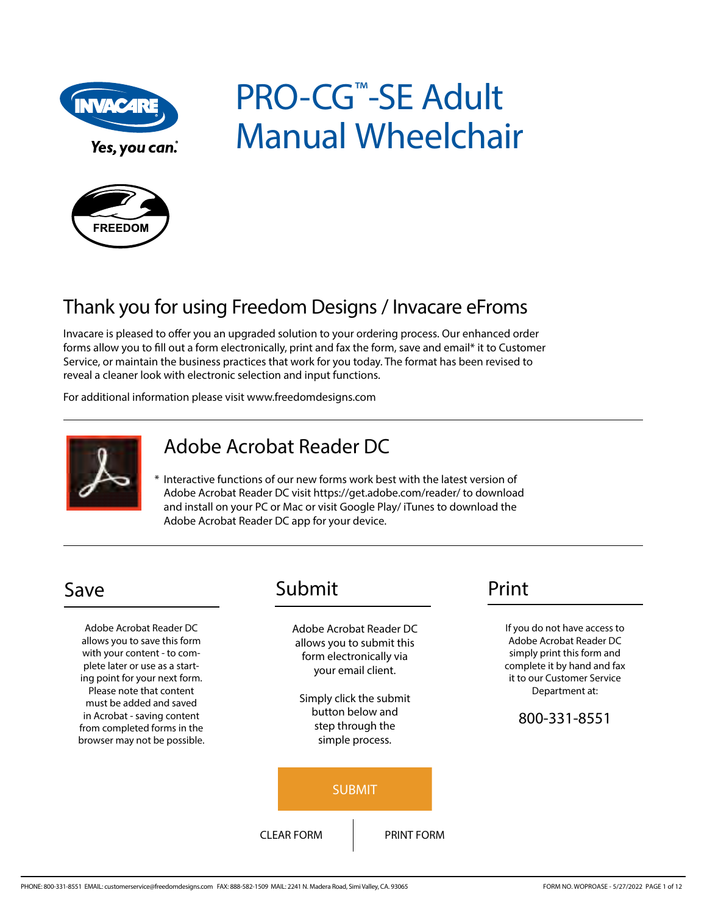# PRO-CG™-SE Adult Manual Wheelchair

Yes, you can.

FREEDOM

## Thank you for using Freedom Designs / Invacare eFroms

Invacare is pleased to offer you an upgraded solution to your ordering process. Our enhanced order forms allow you to fill out a form electronically, print and fax the form, save and email* it to Customer Service, or maintain the business practices that work for you today. The format has been revised to reveal a cleaner look with electronic selection and input functions.

For additional information please visit www.freedomdesigns.com

## Adobe Acrobat Reader DC

* Interactive functions of our new forms work best with the latest version of Adobe Acrobat Reader DC visit https://get.adobe.com/reader/ to download and install on your PC or Mac or visit Google Play/ iTunes to download the Adobe Acrobat Reader DC app for your device.

## Save

Adobe Acrobat Reader DC allows you to save this form with your content - to complete later or use as a starting point for your next form. Please note that content must be added and saved in Acrobat - saving content from completed forms in the browser may not be possible.

## Submit

Adobe Acrobat Reader DC allows you to submit this form electronically via your email client.

Simply click the submit button below and step through the simple process.

SUBMIT

CLEAR FORM | PRINT FORM

## Print

If you do not have access to Adobe Acrobat Reader DC simply print this form and complete it by hand and fax it to our Customer Service Department at:

800-331-8551

PHONE: 800-331-8551 EMAIL: customerservice@freedomdesigns.com FAX: 888-582-1509 MAIL: 2241 N. Madera Road, Simi Valley, CA. 93065

FORM NO. WOPROASE - 5/27/2022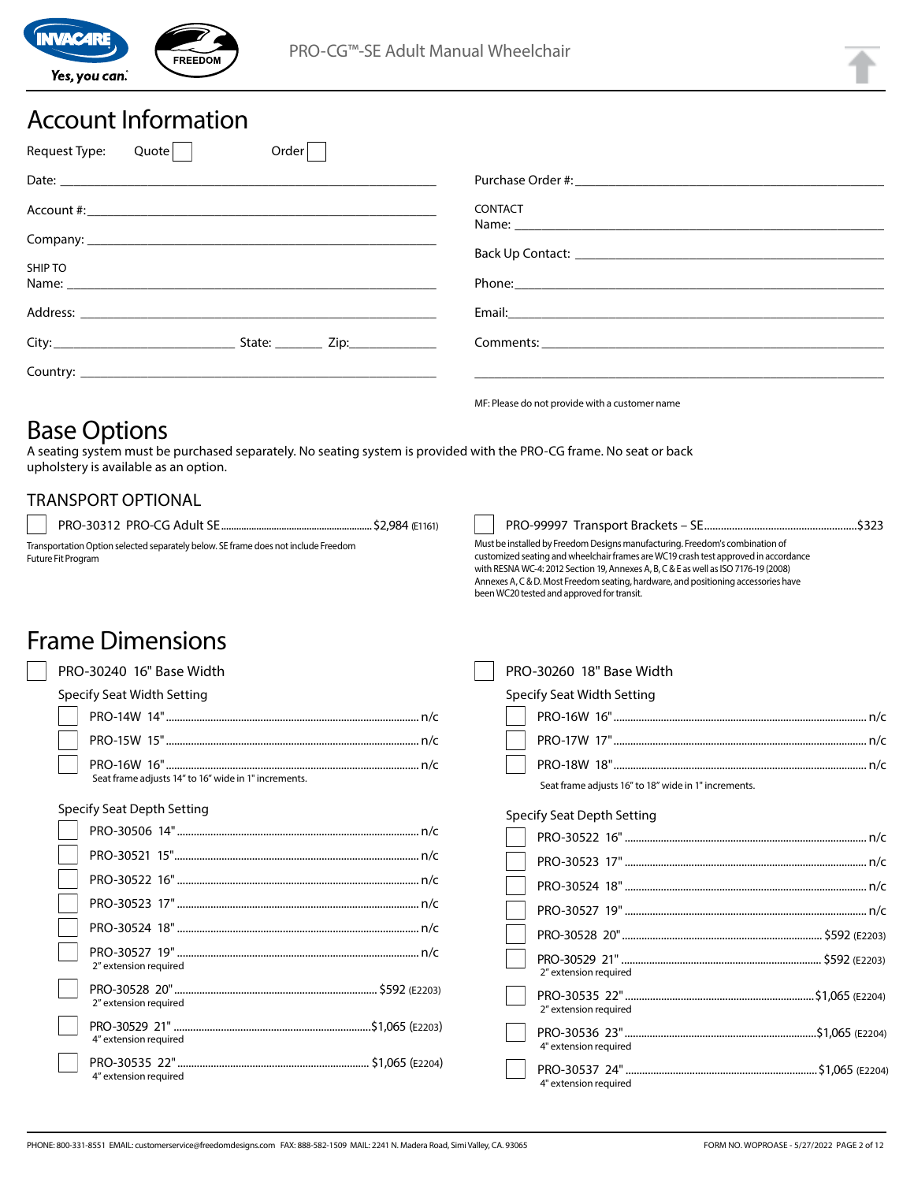PRO-CG™-SE Adult Manual Wheelchair

# Account Information

Request Type: Quote ☐ Order ☐

Date: ______________________

Account #: ______________________

Company: ______________________

SHIP TO
Name: ______________________

Address: ______________________

City: ______________ State: ________ Zip: ____________

Country: ______________________

Purchase Order #: ______________________

CONTACT
Name: ______________________

Back Up Contact: ______________________

Phone: ______________________

Email: ______________________

Comments: ______________________

MF: Please do not provide with a customer name

# Base Options

A seating system must be purchased separately. No seating system is provided with the PRO-CG frame. No seat or back upholstery is available as an option.

## TRANSPORT OPTIONAL

☐ PRO-30312 PRO-CG Adult SE .......... $2,984 (E1161)

Transportation Option selected separately below. SE frame does not include Freedom Future Fit Program

☐ PRO-99997 Transport Brackets – SE .......... $323

Must be installed by Freedom Designs manufacturing. Freedom's combination of customized seating and wheelchair frames are WC19 crash test approved in accordance with RESNA WC-4: 2012 Section 19, Annexes A, B, C & E as well as ISO 7176-19 (2008) Annexes A, C & D. Most Freedom seating, hardware, and positioning accessories have been WC20 tested and approved for transit.

# Frame Dimensions

☐ PRO-30240 16" Base Width

Specify Seat Width Setting

- ☐ PRO-14W 14" .......... n/c
- ☐ PRO-15W 15" .......... n/c
- ☐ PRO-16W 16" .......... n/c

Seat frame adjusts 14" to 16" wide in 1" increments.

Specify Seat Depth Setting

- ☐ PRO-30506 14" .......... n/c
- ☐ PRO-30521 15" .......... n/c
- ☐ PRO-30522 16" .......... n/c
- ☐ PRO-30523 17" .......... n/c
- ☐ PRO-30524 18" .......... n/c
- ☐ PRO-30527 19" .......... n/c
  2" extension required
- ☐ PRO-30528 20" .......... $592 (E2203)
  2" extension required
- ☐ PRO-30529 21" .......... $1,065 (E2203)
  4" extension required
- ☐ PRO-30535 22" .......... $1,065 (E2204)
  4" extension required

☐ PRO-30260 18" Base Width

Specify Seat Width Setting

- ☐ PRO-16W 16" .......... n/c
- ☐ PRO-17W 17" .......... n/c
- ☐ PRO-18W 18" .......... n/c

Seat frame adjusts 16" to 18" wide in 1" increments.

Specify Seat Depth Setting

- ☐ PRO-30522 16" .......... n/c
- ☐ PRO-30523 17" .......... n/c
- ☐ PRO-30524 18" .......... n/c
- ☐ PRO-30527 19" .......... n/c
- ☐ PRO-30528 20" .......... $592 (E2203)
- ☐ PRO-30529 21" .......... $592 (E2203)
  2" extension required
- ☐ PRO-30535 22" .......... $1,065 (E2204)
  2" extension required
- ☐ PRO-30536 23" .......... $1,065 (E2204)
  4" extension required
- ☐ PRO-30537 24" .......... $1,065 (E2204)
  4" extension required

PHONE: 800-331-8551 EMAIL: customerservice@freedomdesigns.com FAX: 888-582-1509 MAIL: 2241 N. Madera Road, Simi Valley, CA. 93065

FORM NO. WOPROASE - 5/27/2022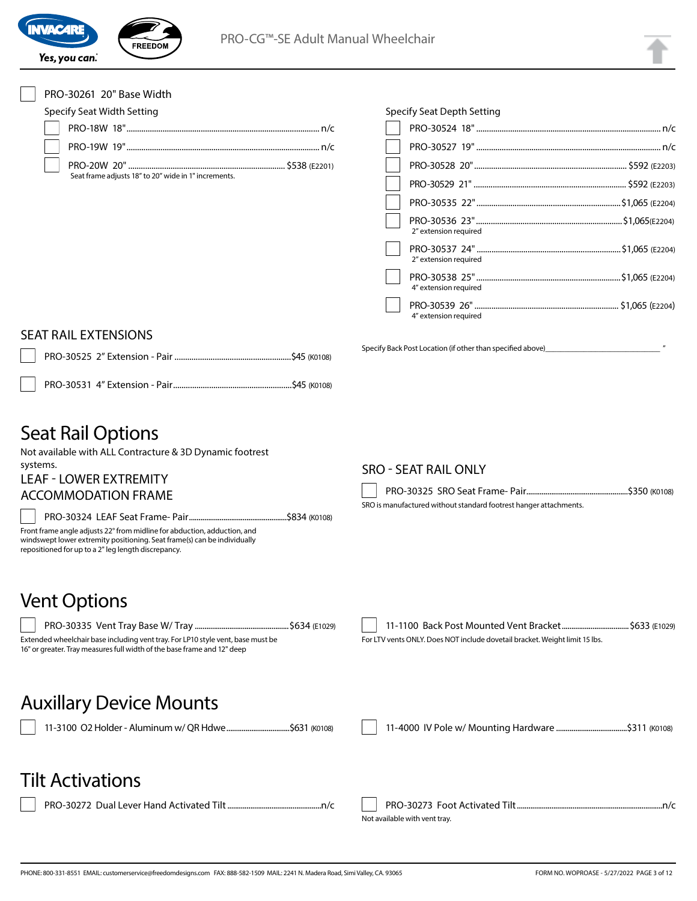PRO-30261 20" Base Width

Specify Seat Width Setting

- PRO-18W 18" ........ n/c
- PRO-19W 19" ........ n/c
- PRO-20W 20" ........ $538 (E2201)

Seat frame adjusts 18" to 20" wide in 1" increments.

Specify Seat Depth Setting

- PRO-30524 18" ........ n/c
- PRO-30527 19" ........ n/c
- PRO-30528 20" ........ $592 (E2203)
- PRO-30529 21" ........ $592 (E2203)
- PRO-30535 22" ........ $1,065 (E2204)
- PRO-30536 23" ........ $1,065 (E2204)
  2" extension required
- PRO-30537 24" ........ $1,065 (E2204)
  2" extension required
- PRO-30538 25" ........ $1,065 (E2204)
  4" extension required
- PRO-30539 26" ........ $1,065 (E2204)
  4" extension required

Specify Back Post Location (if other than specified above)________________"

## SEAT RAIL EXTENSIONS

- PRO-30525 2" Extension - Pair ........ $45 (K0108)
- PRO-30531 4" Extension - Pair ........ $45 (K0108)

# Seat Rail Options

Not available with ALL Contracture & 3D Dynamic footrest systems.

## LEAF - LOWER EXTREMITY ACCOMMODATION FRAME

- PRO-30324 LEAF Seat Frame- Pair ........ $834 (K0108)

Front frame angle adjusts 22° from midline for abduction, adduction, and windswept lower extremity positioning. Seat frame(s) can be individually repositioned for up to a 2" leg length discrepancy.

## SRO - SEAT RAIL ONLY

- PRO-30325 SRO Seat Frame- Pair ........ $350 (K0108)

SRO is manufactured without standard footrest hanger attachments.

# Vent Options

- PRO-30335 Vent Tray Base W/ Tray ........ $634 (E1029)

Extended wheelchair base including vent tray. For LP10 style vent, base must be 16" or greater. Tray measures full width of the base frame and 12" deep

- 11-1100 Back Post Mounted Vent Bracket ........ $633 (E1029)

For LTV vents ONLY. Does NOT include dovetail bracket. Weight limit 15 lbs.

# Auxillary Device Mounts

- 11-3100 O2 Holder - Aluminum w/ QR Hdwe ........ $631 (K0108)
- 11-4000 IV Pole w/ Mounting Hardware ........ $311 (K0108)

# Tilt Activations

- PRO-30272 Dual Lever Hand Activated Tilt ........ n/c
- PRO-30273 Foot Activated Tilt ........ n/c

Not available with vent tray.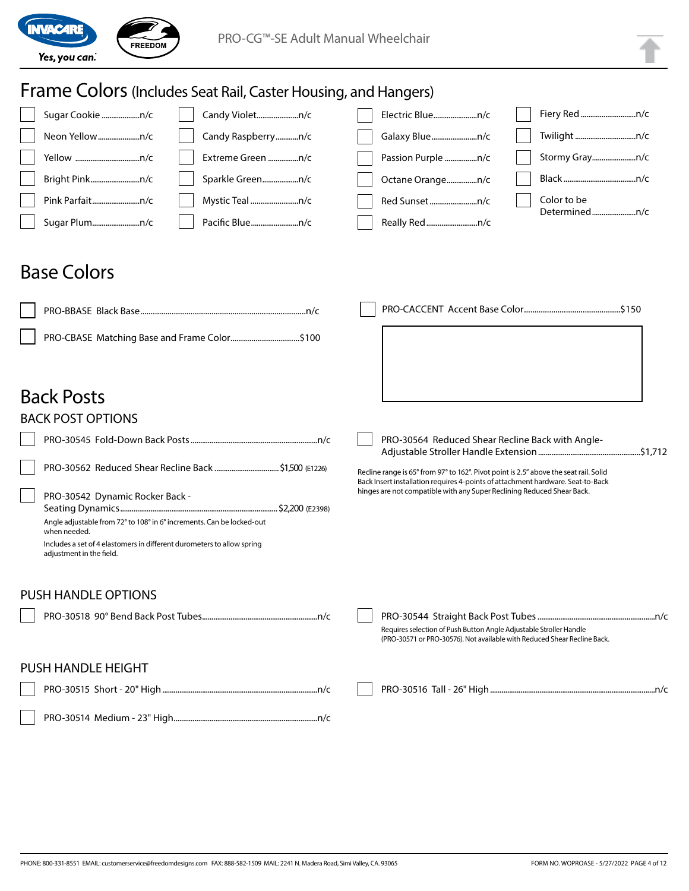# Frame Colors (Includes Seat Rail, Caster Housing, and Hangers)

- ☐ Sugar Cookie ....n/c
- ☐ Neon Yellow ....n/c
- ☐ Yellow ....n/c
- ☐ Bright Pink ....n/c
- ☐ Pink Parfait ....n/c
- ☐ Sugar Plum ....n/c
- ☐ Candy Violet ....n/c
- ☐ Candy Raspberry ....n/c
- ☐ Extreme Green ....n/c
- ☐ Sparkle Green ....n/c
- ☐ Mystic Teal ....n/c
- ☐ Pacific Blue ....n/c
- ☐ Electric Blue ....n/c
- ☐ Galaxy Blue ....n/c
- ☐ Passion Purple ....n/c
- ☐ Octane Orange ....n/c
- ☐ Red Sunset ....n/c
- ☐ Really Red ....n/c
- ☐ Fiery Red ....n/c
- ☐ Twilight ....n/c
- ☐ Stormy Gray ....n/c
- ☐ Black ....n/c
- ☐ Color to be Determined ....n/c

# Base Colors

- ☐ PRO-BBASE Black Base ....n/c
- ☐ PRO-CBASE Matching Base and Frame Color ....$100
- ☐ PRO-CACCENT Accent Base Color ....$150

# Back Posts

## BACK POST OPTIONS

- ☐ PRO-30545 Fold-Down Back Posts ....n/c
- ☐ PRO-30562 Reduced Shear Recline Back ....$1,500 (E1226)
- ☐ PRO-30542 Dynamic Rocker Back - Seating Dynamics ....$2,200 (E2398)

  Angle adjustable from 72° to 108° in 6° increments. Can be locked-out when needed.

  Includes a set of 4 elastomers in different durometers to allow spring adjustment in the field.

- ☐ PRO-30564 Reduced Shear Recline Back with Angle-Adjustable Stroller Handle Extension ....$1,712

Recline range is 65° from 97° to 162°. Pivot point is 2.5" above the seat rail. Solid Back Insert installation requires 4-points of attachment hardware. Seat-to-Back hinges are not compatible with any Super Reclining Reduced Shear Back.

## PUSH HANDLE OPTIONS

- ☐ PRO-30518 90° Bend Back Post Tubes ....n/c
- ☐ PRO-30544 Straight Back Post Tubes ....n/c

  Requires selection of Push Button Angle Adjustable Stroller Handle (PRO-30571 or PRO-30576). Not available with Reduced Shear Recline Back.

## PUSH HANDLE HEIGHT

- ☐ PRO-30515 Short - 20" High ....n/c
- ☐ PRO-30514 Medium - 23" High ....n/c
- ☐ PRO-30516 Tall - 26" High ....n/c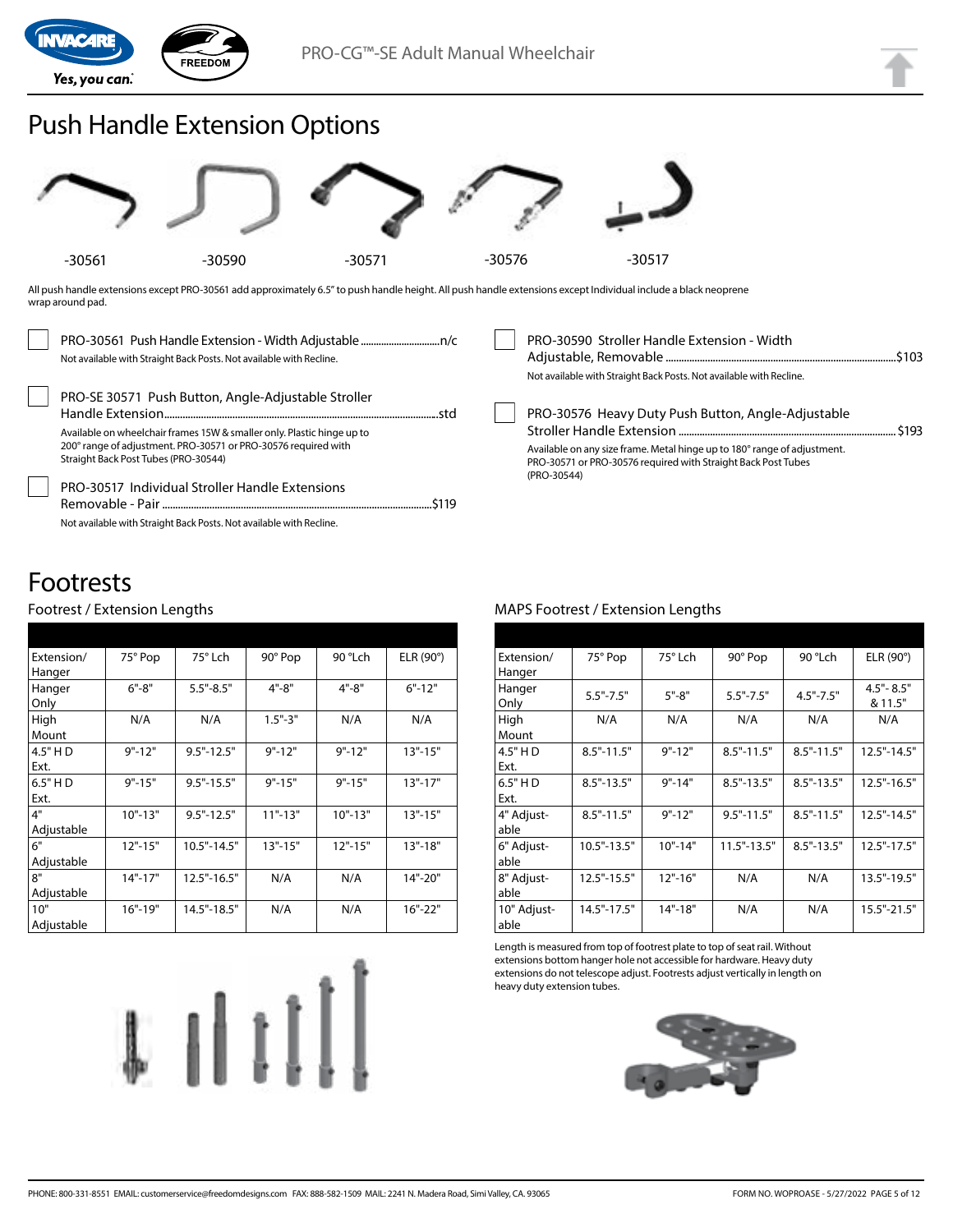# Push Handle Extension Options

-30561 -30590 -30571 -30576 -30517

All push handle extensions except PRO-30561 add approximately 6.5" to push handle height. All push handle extensions except Individual include a black neoprene wrap around pad.

☐ PRO-30561 Push Handle Extension - Width Adjustable ........n/c
Not available with Straight Back Posts. Not available with Recline.

☐ PRO-SE 30571 Push Button, Angle-Adjustable Stroller Handle Extension ........std
Available on wheelchair frames 15W & smaller only. Plastic hinge up to 200° range of adjustment. PRO-30571 or PRO-30576 required with Straight Back Post Tubes (PRO-30544)

☐ PRO-30517 Individual Stroller Handle Extensions Removable - Pair ........$119
Not available with Straight Back Posts. Not available with Recline.

☐ PRO-30590 Stroller Handle Extension - Width Adjustable, Removable ........$103
Not available with Straight Back Posts. Not available with Recline.

☐ PRO-30576 Heavy Duty Push Button, Angle-Adjustable Stroller Handle Extension ........$193
Available on any size frame. Metal hinge up to 180° range of adjustment. PRO-30571 or PRO-30576 required with Straight Back Post Tubes (PRO-30544)

# Footrests

## Footrest / Extension Lengths

| Extension/ Hanger | 75° Pop | 75° Lch | 90° Pop | 90 °Lch | ELR (90°) |
|---|---|---|---|---|---|
| Hanger Only | 6"-8" | 5.5"-8.5" | 4"-8" | 4"-8" | 6"-12" |
| High Mount | N/A | N/A | 1.5"-3" | N/A | N/A |
| 4.5" H D Ext. | 9"-12" | 9.5"-12.5" | 9"-12" | 9"-12" | 13"-15" |
| 6.5" H D Ext. | 9"-15" | 9.5"-15.5" | 9"-15" | 9"-15" | 13"-17" |
| 4" Adjustable | 10"-13" | 9.5"-12.5" | 11"-13" | 10"-13" | 13"-15" |
| 6" Adjustable | 12"-15" | 10.5"-14.5" | 13"-15" | 12"-15" | 13"-18" |
| 8" Adjustable | 14"-17" | 12.5"-16.5" | N/A | N/A | 14"-20" |
| 10" Adjustable | 16"-19" | 14.5"-18.5" | N/A | N/A | 16"-22" |

## MAPS Footrest / Extension Lengths

| Extension/ Hanger | 75° Pop | 75° Lch | 90° Pop | 90 °Lch | ELR (90°) |
|---|---|---|---|---|---|
| Hanger Only | 5.5"-7.5" | 5"-8" | 5.5"-7.5" | 4.5"-7.5" | 4.5"- 8.5" & 11.5" |
| High Mount | N/A | N/A | N/A | N/A | N/A |
| 4.5" H D Ext. | 8.5"-11.5" | 9"-12" | 8.5"-11.5" | 8.5"-11.5" | 12.5"-14.5" |
| 6.5" H D Ext. | 8.5"-13.5" | 9"-14" | 8.5"-13.5" | 8.5"-13.5" | 12.5"-16.5" |
| 4" Adjust-able | 8.5"-11.5" | 9"-12" | 9.5"-11.5" | 8.5"-11.5" | 12.5"-14.5" |
| 6" Adjust-able | 10.5"-13.5" | 10"-14" | 11.5"-13.5" | 8.5"-13.5" | 12.5"-17.5" |
| 8" Adjust-able | 12.5"-15.5" | 12"-16" | N/A | N/A | 13.5"-19.5" |
| 10" Adjust-able | 14.5"-17.5" | 14"-18" | N/A | N/A | 15.5"-21.5" |

Length is measured from top of footrest plate to top of seat rail. Without extensions bottom hanger hole not accessible for hardware. Heavy duty extensions do not telescope adjust. Footrests adjust vertically in length on heavy duty extension tubes.

PHONE: 800-331-8551 EMAIL: customerservice@freedomdesigns.com FAX: 888-582-1509 MAIL: 2241 N. Madera Road, Simi Valley, CA. 93065

FORM NO. WOPROASE - 5/27/2022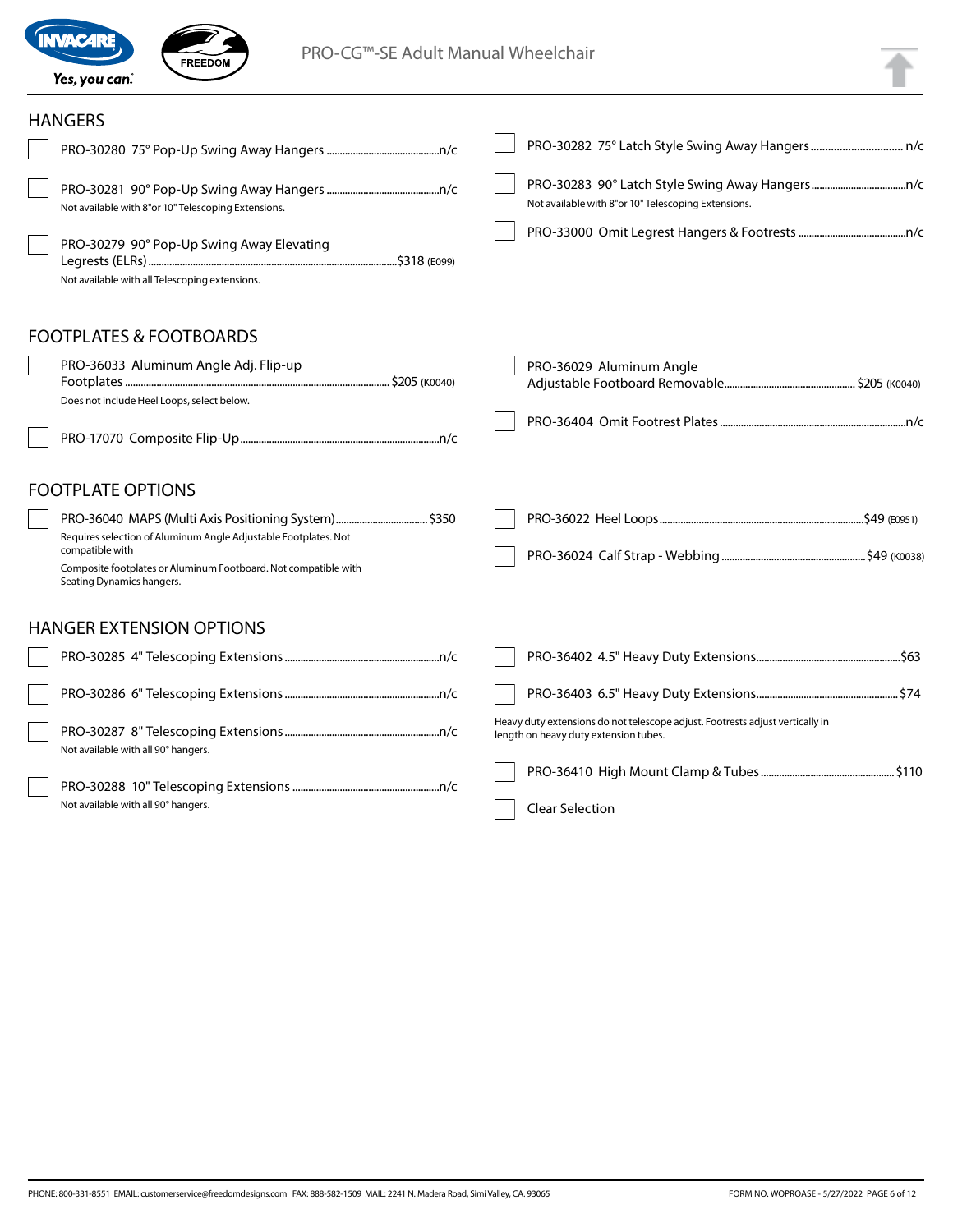# PRO-CG™-SE Adult Manual Wheelchair

## HANGERS

- ☐ PRO-30280 75° Pop-Up Swing Away Hangers .......... n/c
- ☐ PRO-30281 90° Pop-Up Swing Away Hangers .......... n/c
  Not available with 8"or 10" Telescoping Extensions.
- ☐ PRO-30279 90° Pop-Up Swing Away Elevating Legrests (ELRs) .......... $318 (E099)
  Not available with all Telescoping extensions.
- ☐ PRO-30282 75° Latch Style Swing Away Hangers .......... n/c
- ☐ PRO-30283 90° Latch Style Swing Away Hangers .......... n/c
  Not available with 8"or 10" Telescoping Extensions.
- ☐ PRO-33000 Omit Legrest Hangers & Footrests .......... n/c

## FOOTPLATES & FOOTBOARDS

- ☐ PRO-36033 Aluminum Angle Adj. Flip-up Footplates .......... $205 (K0040)
  Does not include Heel Loops, select below.
- ☐ PRO-17070 Composite Flip-Up .......... n/c
- ☐ PRO-36029 Aluminum Angle Adjustable Footboard Removable .......... $205 (K0040)
- ☐ PRO-36404 Omit Footrest Plates .......... n/c

## FOOTPLATE OPTIONS

- ☐ PRO-36040 MAPS (Multi Axis Positioning System) .......... $350
  Requires selection of Aluminum Angle Adjustable Footplates. Not compatible with
  Composite footplates or Aluminum Footboard. Not compatible with Seating Dynamics hangers.
- ☐ PRO-36022 Heel Loops .......... $49 (E0951)
- ☐ PRO-36024 Calf Strap - Webbing .......... $49 (K0038)

## HANGER EXTENSION OPTIONS

- ☐ PRO-30285 4" Telescoping Extensions .......... n/c
- ☐ PRO-30286 6" Telescoping Extensions .......... n/c
- ☐ PRO-30287 8" Telescoping Extensions .......... n/c
  Not available with all 90° hangers.
- ☐ PRO-30288 10" Telescoping Extensions .......... n/c
  Not available with all 90° hangers.
- ☐ PRO-36402 4.5" Heavy Duty Extensions .......... $63
- ☐ PRO-36403 6.5" Heavy Duty Extensions .......... $74

Heavy duty extensions do not telescope adjust. Footrests adjust vertically in length on heavy duty extension tubes.

- ☐ PRO-36410 High Mount Clamp & Tubes .......... $110
- ☐ Clear Selection

PHONE: 800-331-8551 EMAIL: customerservice@freedomdesigns.com FAX: 888-582-1509 MAIL: 2241 N. Madera Road, Simi Valley, CA. 93065

FORM NO. WOPROASE - 5/27/2022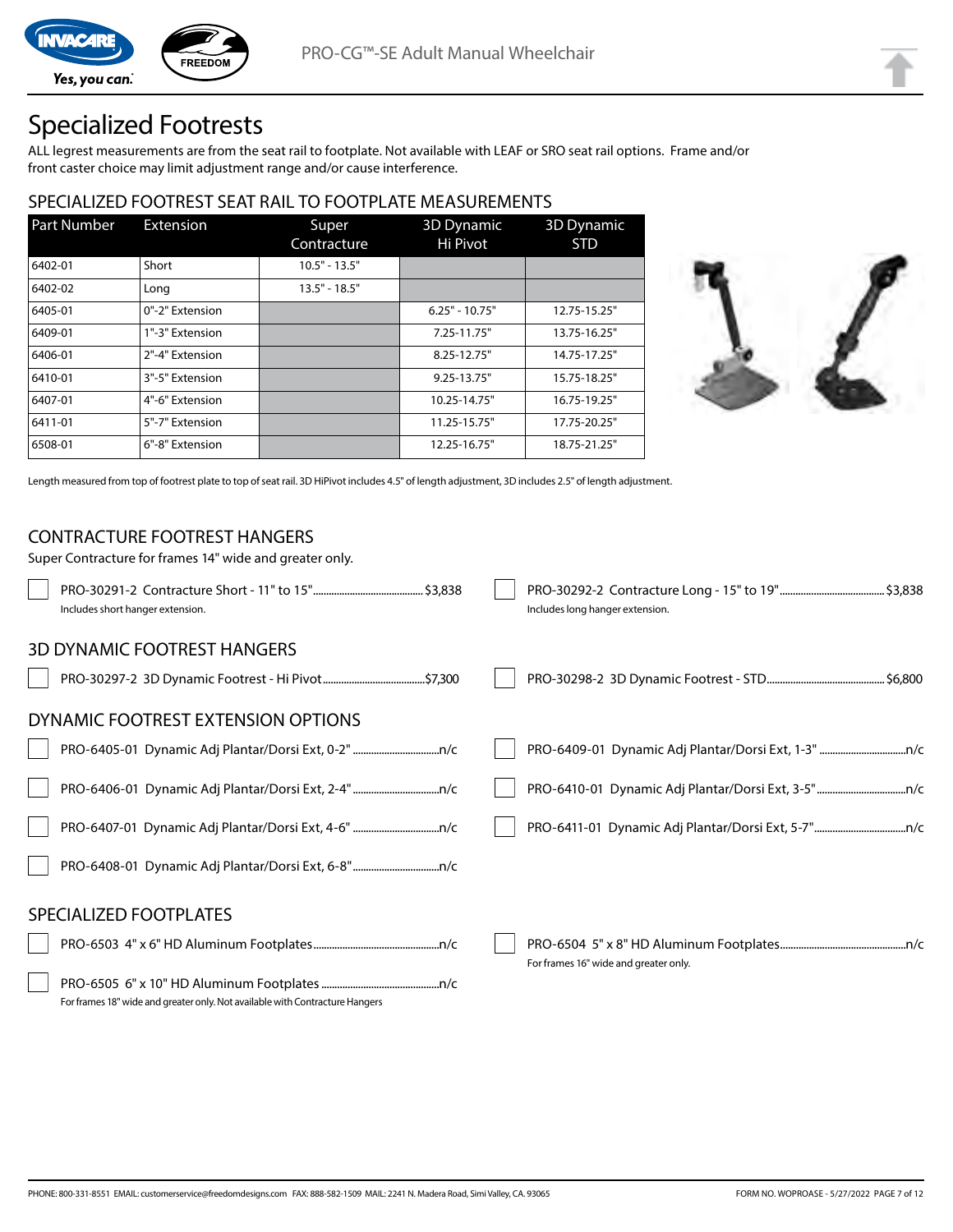# Specialized Footrests

ALL legrest measurements are from the seat rail to footplate. Not available with LEAF or SRO seat rail options. Frame and/or front caster choice may limit adjustment range and/or cause interference.

## SPECIALIZED FOOTREST SEAT RAIL TO FOOTPLATE MEASUREMENTS

| Part Number | Extension | Super Contracture | 3D Dynamic Hi Pivot | 3D Dynamic STD |
|---|---|---|---|---|
| 6402-01 | Short | 10.5" - 13.5" | | |
| 6402-02 | Long | 13.5" - 18.5" | | |
| 6405-01 | 0"-2" Extension | | 6.25" - 10.75" | 12.75-15.25" |
| 6409-01 | 1"-3" Extension | | 7.25-11.75" | 13.75-16.25" |
| 6406-01 | 2"-4" Extension | | 8.25-12.75" | 14.75-17.25" |
| 6410-01 | 3"-5" Extension | | 9.25-13.75" | 15.75-18.25" |
| 6407-01 | 4"-6" Extension | | 10.25-14.75" | 16.75-19.25" |
| 6411-01 | 5"-7" Extension | | 11.25-15.75" | 17.75-20.25" |
| 6508-01 | 6"-8" Extension | | 12.25-16.75" | 18.75-21.25" |

Length measured from top of footrest plate to top of seat rail. 3D HiPivot includes 4.5" of length adjustment, 3D includes 2.5" of length adjustment.

## CONTRACTURE FOOTREST HANGERS

Super Contracture for frames 14" wide and greater only.

- ☐ PRO-30291-2 Contracture Short - 11" to 15"........ $3,838
  Includes short hanger extension.
- ☐ PRO-30292-2 Contracture Long - 15" to 19"........ $3,838
  Includes long hanger extension.

## 3D DYNAMIC FOOTREST HANGERS

- ☐ PRO-30297-2 3D Dynamic Footrest - Hi Pivot........ $7,300
- ☐ PRO-30298-2 3D Dynamic Footrest - STD........ $6,800

## DYNAMIC FOOTREST EXTENSION OPTIONS

- ☐ PRO-6405-01 Dynamic Adj Plantar/Dorsi Ext, 0-2"........ n/c
- ☐ PRO-6409-01 Dynamic Adj Plantar/Dorsi Ext, 1-3"........ n/c
- ☐ PRO-6406-01 Dynamic Adj Plantar/Dorsi Ext, 2-4"........ n/c
- ☐ PRO-6410-01 Dynamic Adj Plantar/Dorsi Ext, 3-5"........ n/c
- ☐ PRO-6407-01 Dynamic Adj Plantar/Dorsi Ext, 4-6"........ n/c
- ☐ PRO-6411-01 Dynamic Adj Plantar/Dorsi Ext, 5-7"........ n/c
- ☐ PRO-6408-01 Dynamic Adj Plantar/Dorsi Ext, 6-8"........ n/c

## SPECIALIZED FOOTPLATES

- ☐ PRO-6503 4" x 6" HD Aluminum Footplates........ n/c
- ☐ PRO-6504 5" x 8" HD Aluminum Footplates........ n/c
  For frames 16" wide and greater only.
- ☐ PRO-6505 6" x 10" HD Aluminum Footplates........ n/c
  For frames 18" wide and greater only. Not available with Contracture Hangers

PHONE: 800-331-8551 EMAIL: customerservice@freedomdesigns.com FAX: 888-582-1509 MAIL: 2241 N. Madera Road, Simi Valley, CA. 93065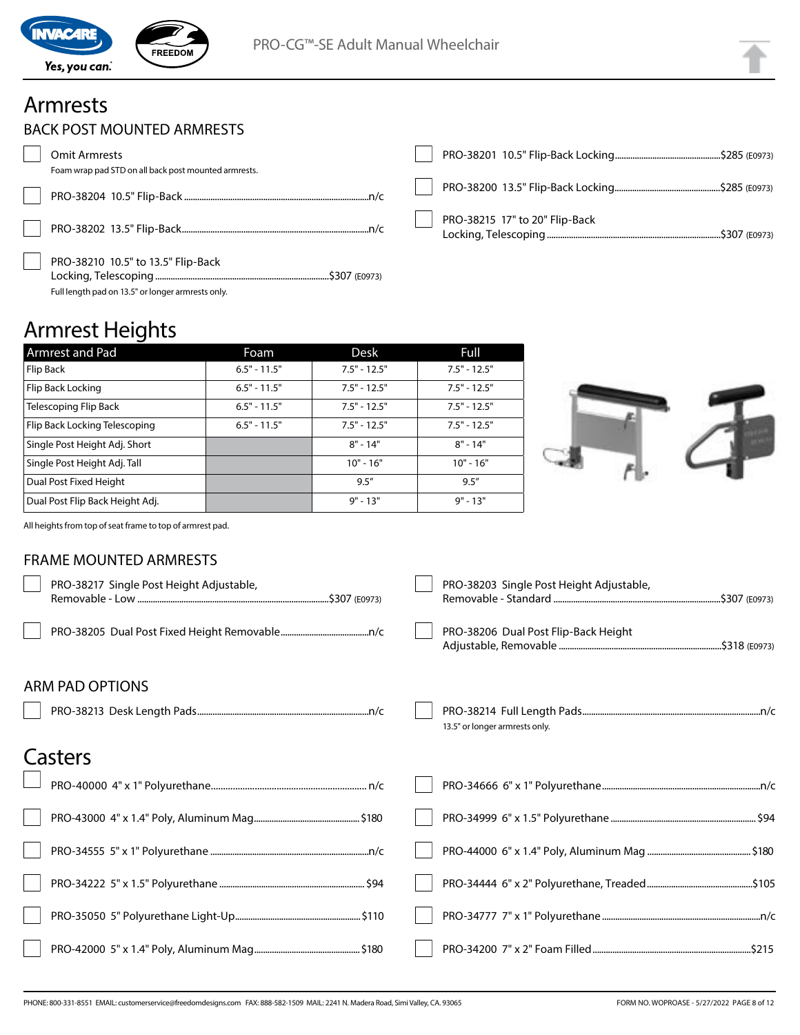# Armrests

## BACK POST MOUNTED ARMRESTS

- ☐ Omit Armrests
  Foam wrap pad STD on all back post mounted armrests.
- ☐ PRO-38204 10.5" Flip-Back ....n/c
- ☐ PRO-38202 13.5" Flip-Back ....n/c
- ☐ PRO-38210 10.5" to 13.5" Flip-Back Locking, Telescoping ....$307 (E0973)
  Full length pad on 13.5" or longer armrests only.
- ☐ PRO-38201 10.5" Flip-Back Locking ....$285 (E0973)
- ☐ PRO-38200 13.5" Flip-Back Locking ....$285 (E0973)
- ☐ PRO-38215 17" to 20" Flip-Back Locking, Telescoping ....$307 (E0973)

# Armrest Heights

| Armrest and Pad | Foam | Desk | Full |
|---|---|---|---|
| Flip Back | 6.5" - 11.5" | 7.5" - 12.5" | 7.5" - 12.5" |
| Flip Back Locking | 6.5" - 11.5" | 7.5" - 12.5" | 7.5" - 12.5" |
| Telescoping Flip Back | 6.5" - 11.5" | 7.5" - 12.5" | 7.5" - 12.5" |
| Flip Back Locking Telescoping | 6.5" - 11.5" | 7.5" - 12.5" | 7.5" - 12.5" |
| Single Post Height Adj. Short | | 8" - 14" | 8" - 14" |
| Single Post Height Adj. Tall | | 10" - 16" | 10" - 16" |
| Dual Post Fixed Height | | 9.5" | 9.5" |
| Dual Post Flip Back Height Adj. | | 9" - 13" | 9" - 13" |

All heights from top of seat frame to top of armrest pad.

## FRAME MOUNTED ARMRESTS

- ☐ PRO-38217 Single Post Height Adjustable, Removable - Low ....$307 (E0973)
- ☐ PRO-38205 Dual Post Fixed Height Removable ....n/c
- ☐ PRO-38203 Single Post Height Adjustable, Removable - Standard ....$307 (E0973)
- ☐ PRO-38206 Dual Post Flip-Back Height Adjustable, Removable ....$318 (E0973)

## ARM PAD OPTIONS

- ☐ PRO-38213 Desk Length Pads ....n/c
- ☐ PRO-38214 Full Length Pads ....n/c
  13.5" or longer armrests only.

# Casters

- ☐ PRO-40000 4" x 1" Polyurethane .... n/c
- ☐ PRO-43000 4" x 1.4" Poly, Aluminum Mag ....$180
- ☐ PRO-34555 5" x 1" Polyurethane ....n/c
- ☐ PRO-34222 5" x 1.5" Polyurethane .... $94
- ☐ PRO-35050 5" Polyurethane Light-Up ....$110
- ☐ PRO-42000 5" x 1.4" Poly, Aluminum Mag ....$180
- ☐ PRO-34666 6" x 1" Polyurethane ....n/c
- ☐ PRO-34999 6" x 1.5" Polyurethane .... $94
- ☐ PRO-44000 6" x 1.4" Poly, Aluminum Mag ....$180
- ☐ PRO-34444 6" x 2" Polyurethane, Treaded ....$105
- ☐ PRO-34777 7" x 1" Polyurethane ....n/c
- ☐ PRO-34200 7" x 2" Foam Filled ....$215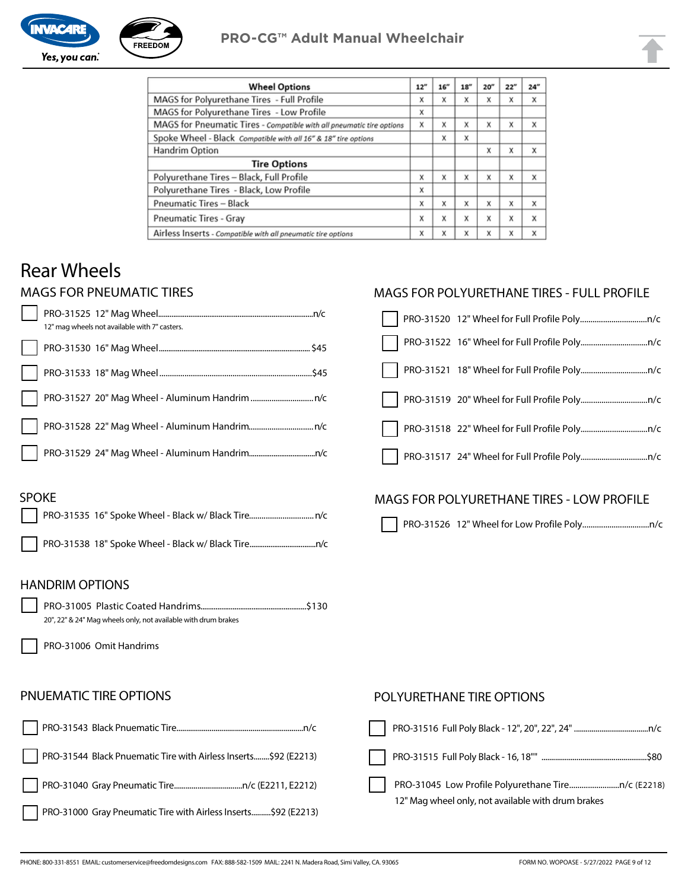# PRO-CG™ Adult Manual Wheelchair

| Wheel Options | 12" | 16" | 18" | 20" | 22" | 24" |
|---|---|---|---|---|---|---|
| MAGS for Polyurethane Tires - Full Profile | X | X | X | X | X | X |
| MAGS for Polyurethane Tires - Low Profile | X | | | | | |
| MAGS for Pneumatic Tires - *Compatible with all pneumatic tire options* | X | X | X | X | X | X |
| Spoke Wheel - Black *Compatible with all 16" & 18" tire options* | | X | X | | | |
| Handrim Option | | | | X | X | X |
| **Tire Options** | | | | | | |
| Polyurethane Tires – Black, Full Profile | X | X | X | X | X | X |
| Polyurethane Tires - Black, Low Profile | X | | | | | |
| Pneumatic Tires – Black | X | X | X | X | X | X |
| Pneumatic Tires - Gray | X | X | X | X | X | X |
| Airless Inserts - *Compatible with all pneumatic tire options* | X | X | X | X | X | X |

# Rear Wheels

## MAGS FOR PNEUMATIC TIRES

- ☐ PRO-31525 12" Mag Wheel....n/c
  12" mag wheels not available with 7" casters.
- ☐ PRO-31530 16" Mag Wheel....$45
- ☐ PRO-31533 18" Mag Wheel....$45
- ☐ PRO-31527 20" Mag Wheel - Aluminum Handrim....n/c
- ☐ PRO-31528 22" Mag Wheel - Aluminum Handrim....n/c
- ☐ PRO-31529 24" Mag Wheel - Aluminum Handrim....n/c

## SPOKE

- ☐ PRO-31535 16" Spoke Wheel - Black w/ Black Tire....n/c
- ☐ PRO-31538 18" Spoke Wheel - Black w/ Black Tire....n/c

## HANDRIM OPTIONS

- ☐ PRO-31005 Plastic Coated Handrims....$130
  20", 22" & 24" Mag wheels only, not available with drum brakes
- ☐ PRO-31006 Omit Handrims

## MAGS FOR POLYURETHANE TIRES - FULL PROFILE

- ☐ PRO-31520 12" Wheel for Full Profile Poly....n/c
- ☐ PRO-31522 16" Wheel for Full Profile Poly....n/c
- ☐ PRO-31521 18" Wheel for Full Profile Poly....n/c
- ☐ PRO-31519 20" Wheel for Full Profile Poly....n/c
- ☐ PRO-31518 22" Wheel for Full Profile Poly....n/c
- ☐ PRO-31517 24" Wheel for Full Profile Poly....n/c

## MAGS FOR POLYURETHANE TIRES - LOW PROFILE

- ☐ PRO-31526 12" Wheel for Low Profile Poly....n/c

## PNUEMATIC TIRE OPTIONS

- ☐ PRO-31543 Black Pnuematic Tire....n/c
- ☐ PRO-31544 Black Pnuematic Tire with Airless Inserts....$92 (E2213)
- ☐ PRO-31040 Gray Pneumatic Tire....n/c (E2211, E2212)
- ☐ PRO-31000 Gray Pneumatic Tire with Airless Inserts....$92 (E2213)

## POLYURETHANE TIRE OPTIONS

- ☐ PRO-31516 Full Poly Black - 12", 20", 22", 24" ....n/c
- ☐ PRO-31515 Full Poly Black - 16, 18"" ....$80
- ☐ PRO-31045 Low Profile Polyurethane Tire....n/c (E2218)
  12" Mag wheel only, not available with drum brakes

PHONE: 800-331-8551 EMAIL: customerservice@freedomdesigns.com FAX: 888-582-1509 MAIL: 2241 N. Madera Road, Simi Valley, CA. 93065

FORM NO. WOPOASE - 5/27/2022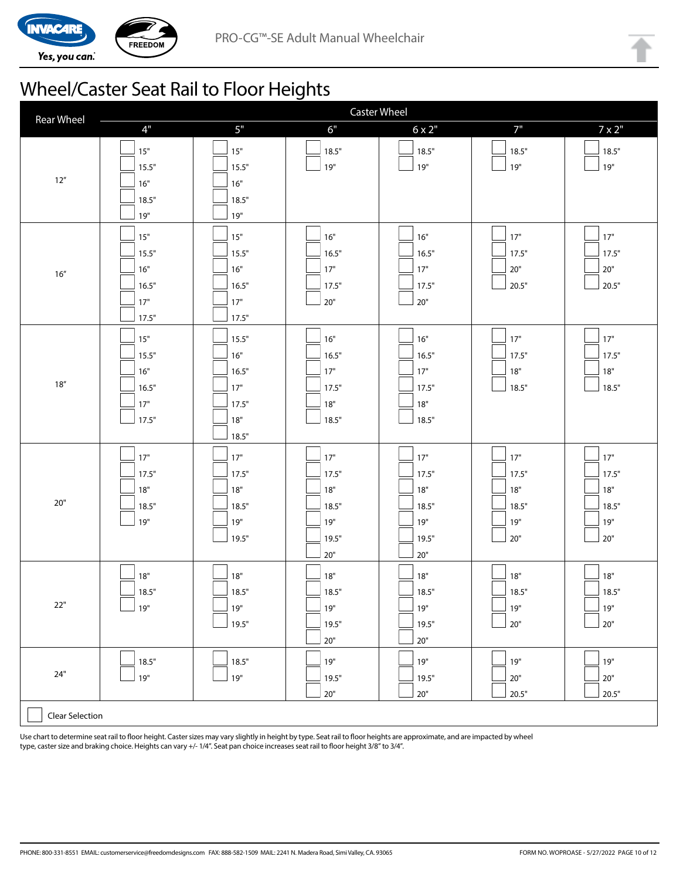# Wheel/Caster Seat Rail to Floor Heights

| Rear Wheel | Caster Wheel | | | | | |
|---|---|---|---|---|---|---|
| | 4" | 5" | 6" | 6 x 2" | 7" | 7 x 2" |
| 12" | ☐ 15"<br>☐ 15.5"<br>☐ 16"<br>☐ 18.5"<br>☐ 19" | ☐ 15"<br>☐ 15.5"<br>☐ 16"<br>☐ 18.5"<br>☐ 19" | ☐ 18.5"<br>☐ 19" | ☐ 18.5"<br>☐ 19" | ☐ 18.5"<br>☐ 19" | ☐ 18.5"<br>☐ 19" |
| 16" | ☐ 15"<br>☐ 15.5"<br>☐ 16"<br>☐ 16.5"<br>☐ 17"<br>☐ 17.5" | ☐ 15"<br>☐ 15.5"<br>☐ 16"<br>☐ 16.5"<br>☐ 17"<br>☐ 17.5" | ☐ 16"<br>☐ 16.5"<br>☐ 17"<br>☐ 17.5"<br>☐ 20" | ☐ 16"<br>☐ 16.5"<br>☐ 17"<br>☐ 17.5"<br>☐ 20" | ☐ 17"<br>☐ 17.5"<br>☐ 20"<br>☐ 20.5" | ☐ 17"<br>☐ 17.5"<br>☐ 20"<br>☐ 20.5" |
| 18" | ☐ 15"<br>☐ 15.5"<br>☐ 16"<br>☐ 16.5"<br>☐ 17"<br>☐ 17.5" | ☐ 15.5"<br>☐ 16"<br>☐ 16.5"<br>☐ 17"<br>☐ 17.5"<br>☐ 18"<br>☐ 18.5" | ☐ 16"<br>☐ 16.5"<br>☐ 17"<br>☐ 17.5"<br>☐ 18"<br>☐ 18.5" | ☐ 16"<br>☐ 16.5"<br>☐ 17"<br>☐ 17.5"<br>☐ 18"<br>☐ 18.5" | ☐ 17"<br>☐ 17.5"<br>☐ 18"<br>☐ 18.5" | ☐ 17"<br>☐ 17.5"<br>☐ 18"<br>☐ 18.5" |
| 20" | ☐ 17"<br>☐ 17.5"<br>☐ 18"<br>☐ 18.5"<br>☐ 19" | ☐ 17"<br>☐ 17.5"<br>☐ 18"<br>☐ 18.5"<br>☐ 19"<br>☐ 19.5" | ☐ 17"<br>☐ 17.5"<br>☐ 18"<br>☐ 18.5"<br>☐ 19"<br>☐ 19.5"<br>☐ 20" | ☐ 17"<br>☐ 17.5"<br>☐ 18"<br>☐ 18.5"<br>☐ 19"<br>☐ 19.5"<br>☐ 20" | ☐ 17"<br>☐ 17.5"<br>☐ 18"<br>☐ 18.5"<br>☐ 19"<br>☐ 20" | ☐ 17"<br>☐ 17.5"<br>☐ 18"<br>☐ 18.5"<br>☐ 19"<br>☐ 20" |
| 22" | ☐ 18"<br>☐ 18.5"<br>☐ 19" | ☐ 18"<br>☐ 18.5"<br>☐ 19"<br>☐ 19.5" | ☐ 18"<br>☐ 18.5"<br>☐ 19"<br>☐ 19.5"<br>☐ 20" | ☐ 18"<br>☐ 18.5"<br>☐ 19"<br>☐ 19.5"<br>☐ 20" | ☐ 18"<br>☐ 18.5"<br>☐ 19"<br>☐ 20" | ☐ 18"<br>☐ 18.5"<br>☐ 19"<br>☐ 20" |
| 24" | ☐ 18.5"<br>☐ 19" | ☐ 18.5"<br>☐ 19" | ☐ 19"<br>☐ 19.5"<br>☐ 20" | ☐ 19"<br>☐ 19.5"<br>☐ 20" | ☐ 19"<br>☐ 20"<br>☐ 20.5" | ☐ 19"<br>☐ 20"<br>☐ 20.5" |

☐ Clear Selection

Use chart to determine seat rail to floor height. Caster sizes may vary slightly in height by type. Seat rail to floor heights are approximate, and are impacted by wheel type, caster size and braking choice. Heights can vary +/- 1/4". Seat pan choice increases seat rail to floor height 3/8" to 3/4".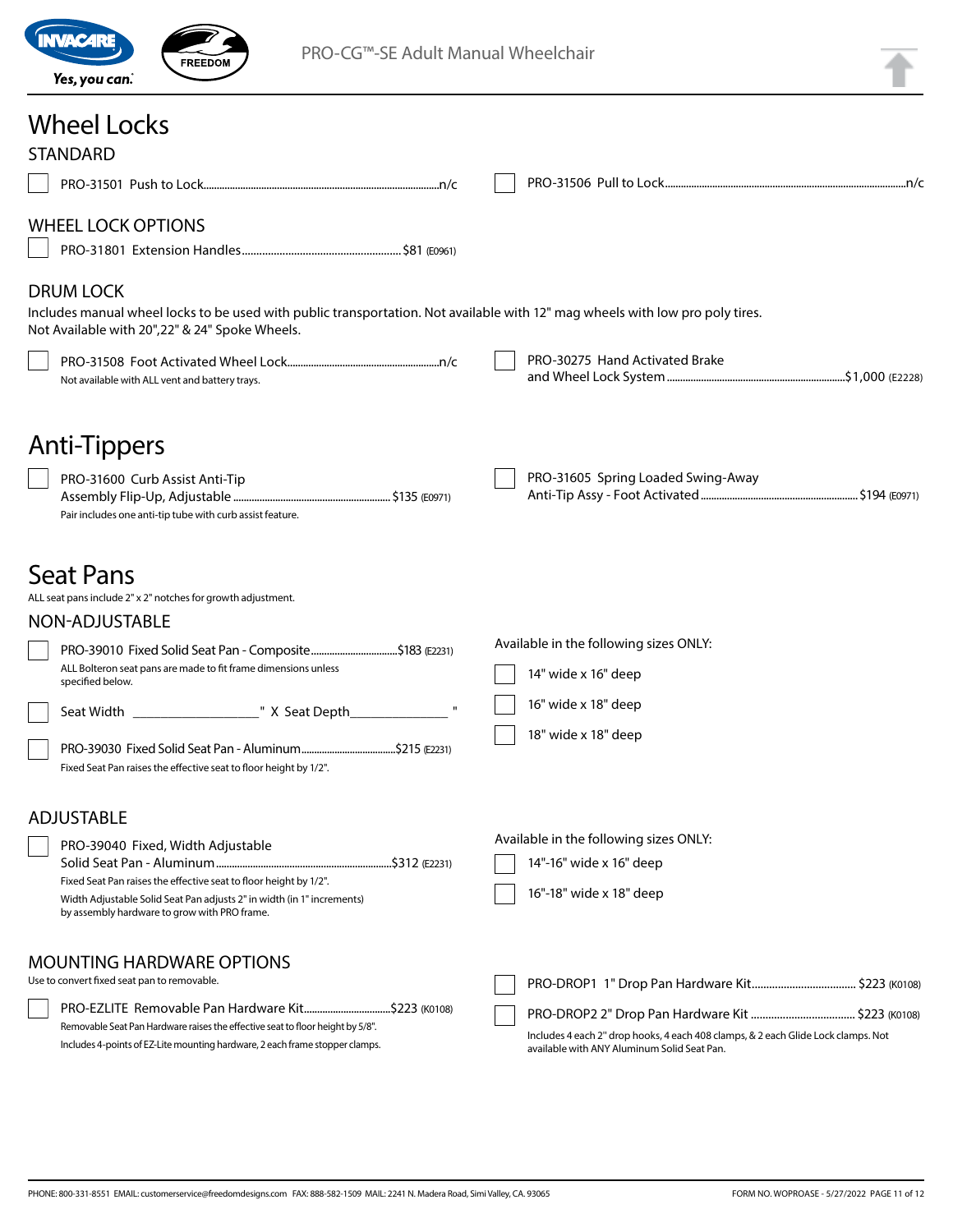# Wheel Locks

## STANDARD

- ☐ PRO-31501 Push to Lock........n/c
- ☐ PRO-31506 Pull to Lock........n/c

## WHEEL LOCK OPTIONS

- ☐ PRO-31801 Extension Handles........$81 (E0961)

## DRUM LOCK

Includes manual wheel locks to be used with public transportation. Not available with 12" mag wheels with low pro poly tires. Not Available with 20",22" & 24" Spoke Wheels.

- ☐ PRO-31508 Foot Activated Wheel Lock........n/c
  Not available with ALL vent and battery trays.
- ☐ PRO-30275 Hand Activated Brake and Wheel Lock System........$1,000 (E2228)

# Anti-Tippers

- ☐ PRO-31600 Curb Assist Anti-Tip Assembly Flip-Up, Adjustable........$135 (E0971)
  Pair includes one anti-tip tube with curb assist feature.
- ☐ PRO-31605 Spring Loaded Swing-Away Anti-Tip Assy - Foot Activated........$194 (E0971)

# Seat Pans

ALL seat pans include 2" x 2" notches for growth adjustment.

## NON-ADJUSTABLE

- ☐ PRO-39010 Fixed Solid Seat Pan - Composite........$183 (E2231)
  ALL Bolteron seat pans are made to fit frame dimensions unless specified below.
- ☐ Seat Width ________________" X Seat Depth______________ "
- ☐ PRO-39030 Fixed Solid Seat Pan - Aluminum........$215 (E2231)
  Fixed Seat Pan raises the effective seat to floor height by 1/2".

Available in the following sizes ONLY:

- ☐ 14" wide x 16" deep
- ☐ 16" wide x 18" deep
- ☐ 18" wide x 18" deep

## ADJUSTABLE

- ☐ PRO-39040 Fixed, Width Adjustable Solid Seat Pan - Aluminum........$312 (E2231)
  Fixed Seat Pan raises the effective seat to floor height by 1/2".
  Width Adjustable Solid Seat Pan adjusts 2" in width (in 1" increments) by assembly hardware to grow with PRO frame.

Available in the following sizes ONLY:

- ☐ 14"-16" wide x 16" deep
- ☐ 16"-18" wide x 18" deep

## MOUNTING HARDWARE OPTIONS

Use to convert fixed seat pan to removable.

- ☐ PRO-EZLITE Removable Pan Hardware Kit........$223 (K0108)
  Removable Seat Pan Hardware raises the effective seat to floor height by 5/8".
  Includes 4-points of EZ-Lite mounting hardware, 2 each frame stopper clamps.
- ☐ PRO-DROP1 1" Drop Pan Hardware Kit........$223 (K0108)
- ☐ PRO-DROP2 2" Drop Pan Hardware Kit........$223 (K0108)
  Includes 4 each 2" drop hooks, 4 each 408 clamps, & 2 each Glide Lock clamps. Not available with ANY Aluminum Solid Seat Pan.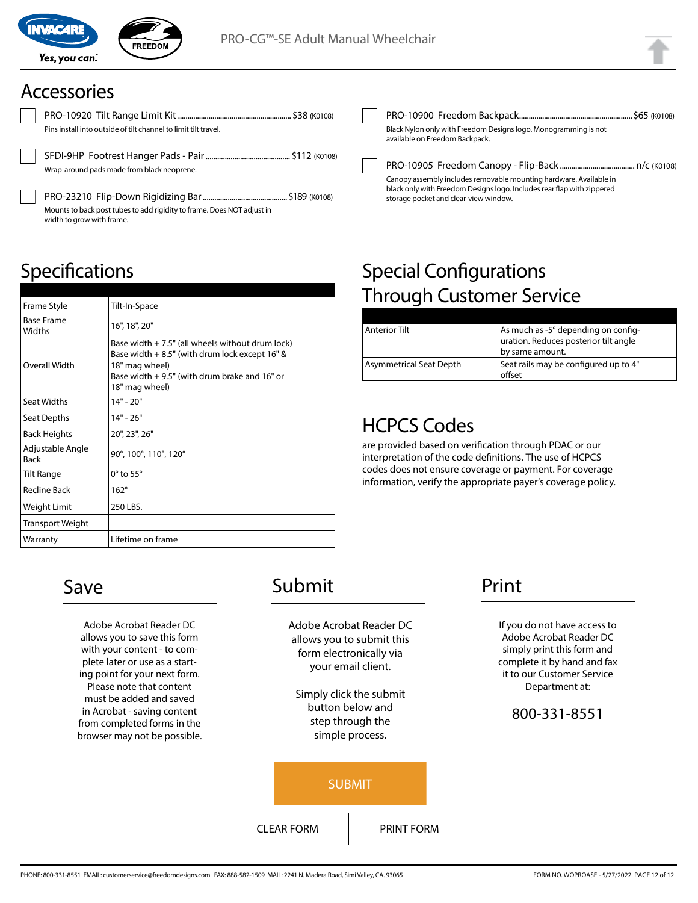# Accessories

- [ ] PRO-10920 Tilt Range Limit Kit ........ $38 (K0108)
  Pins install into outside of tilt channel to limit tilt travel.

- [ ] SFDI-9HP Footrest Hanger Pads - Pair ........ $112 (K0108)
  Wrap-around pads made from black neoprene.

- [ ] PRO-23210 Flip-Down Rigidizing Bar ........ $189 (K0108)
  Mounts to back post tubes to add rigidity to frame. Does NOT adjust in width to grow with frame.

- [ ] PRO-10900 Freedom Backpack........ $65 (K0108)
  Black Nylon only with Freedom Designs logo. Monogramming is not available on Freedom Backpack.

- [ ] PRO-10905 Freedom Canopy - Flip-Back ........ n/c (K0108)
  Canopy assembly includes removable mounting hardware. Available in black only with Freedom Designs logo. Includes rear flap with zippered storage pocket and clear-view window.

# Specifications

| | |
|---|---|
| Frame Style | Tilt-In-Space |
| Base Frame Widths | 16", 18", 20" |
| Overall Width | Base width + 7.5" (all wheels without drum lock)<br>Base width + 8.5" (with drum lock except 16" & 18" mag wheel)<br>Base width + 9.5" (with drum brake and 16" or 18" mag wheel) |
| Seat Widths | 14" - 20" |
| Seat Depths | 14" - 26" |
| Back Heights | 20", 23", 26" |
| Adjustable Angle Back | 90°, 100°, 110°, 120° |
| Tilt Range | 0° to 55° |
| Recline Back | 162° |
| Weight Limit | 250 LBS. |
| Transport Weight | |
| Warranty | Lifetime on frame |

# Special Configurations Through Customer Service

| | |
|---|---|
| Anterior Tilt | As much as -5° depending on configuration. Reduces posterior tilt angle by same amount. |
| Asymmetrical Seat Depth | Seat rails may be configured up to 4" offset |

# HCPCS Codes

are provided based on verification through PDAC or our interpretation of the code definitions. The use of HCPCS codes does not ensure coverage or payment. For coverage information, verify the appropriate payer's coverage policy.

## Save

Adobe Acrobat Reader DC allows you to save this form with your content - to complete later or use as a starting point for your next form. Please note that content must be added and saved in Acrobat - saving content from completed forms in the browser may not be possible.

## Submit

Adobe Acrobat Reader DC allows you to submit this form electronically via your email client.

Simply click the submit button below and step through the simple process.

SUBMIT

CLEAR FORM | PRINT FORM

## Print

If you do not have access to Adobe Acrobat Reader DC simply print this form and complete it by hand and fax it to our Customer Service Department at:

800-331-8551

PHONE: 800-331-8551 EMAIL: customerservice@freedomdesigns.com FAX: 888-582-1509 MAIL: 2241 N. Madera Road, Simi Valley, CA. 93065

FORM NO. WOPROASE - 5/27/2022